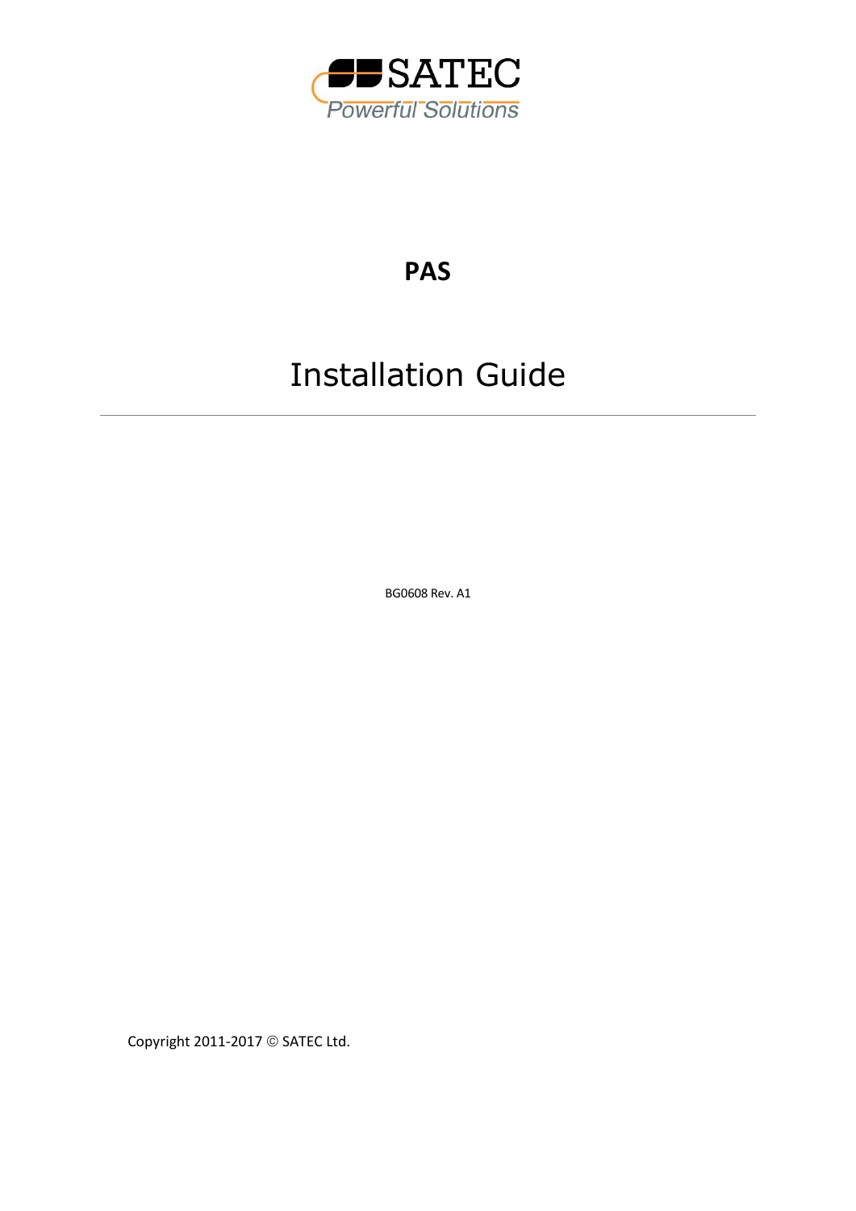SATEC

Powerful Solutions

# PAS

# Installation Guide

---

BG0608 Rev. A1

Copyright 2011-2017 © SATEC Ltd.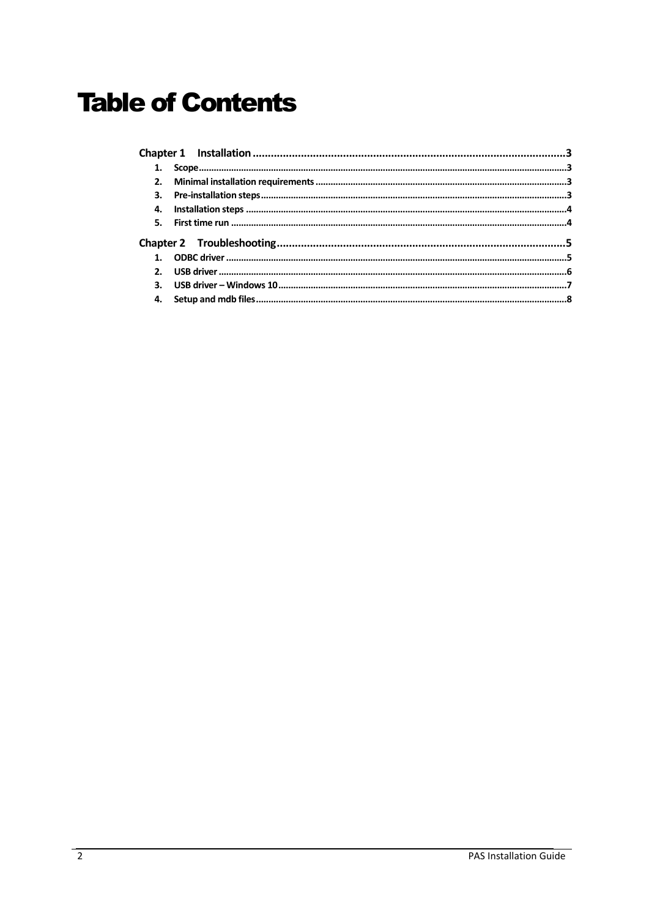# Table of Contents

**Chapter 1 Installation** .....3

1. **Scope** .....3
2. **Minimal installation requirements** .....3
3. **Pre-installation steps** .....3
4. **Installation steps** .....4
5. **First time run** .....4

**Chapter 2 Troubleshooting** .....5

1. **ODBC driver** .....5
2. **USB driver** .....6
3. **USB driver – Windows 10** .....7
4. **Setup and mdb files** .....8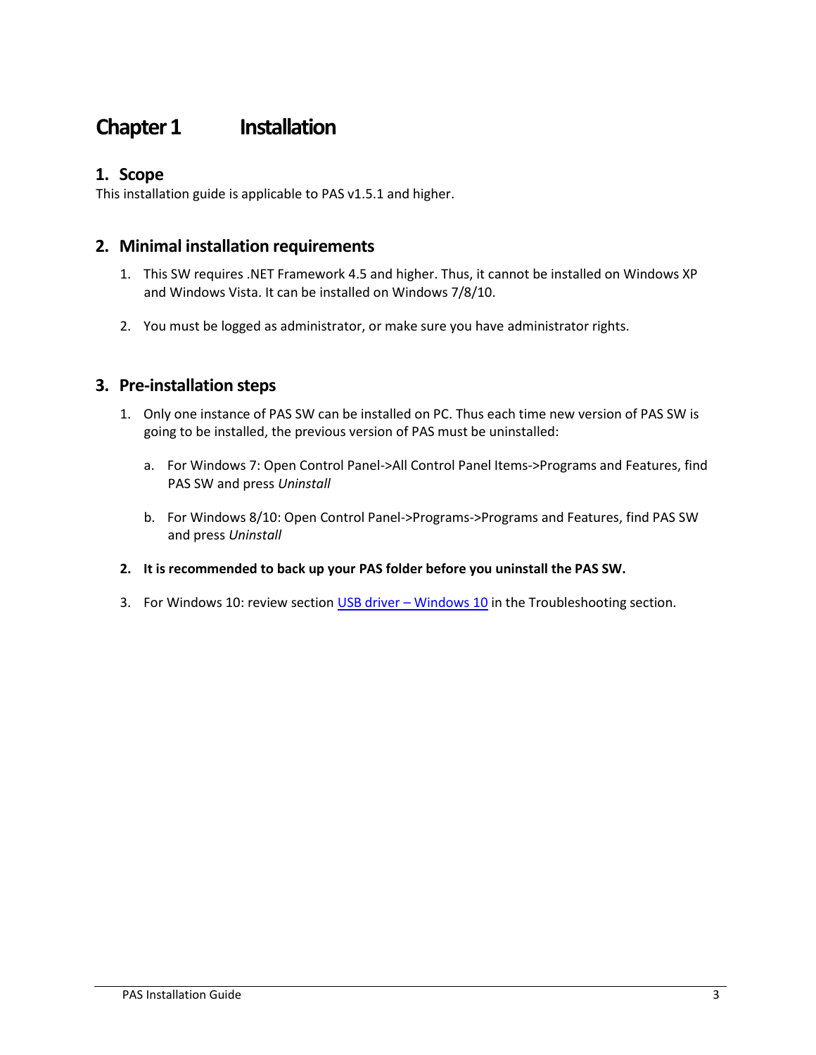# Chapter 1 Installation

## 1. Scope

This installation guide is applicable to PAS v1.5.1 and higher.

## 2. Minimal installation requirements

1. This SW requires .NET Framework 4.5 and higher. Thus, it cannot be installed on Windows XP and Windows Vista. It can be installed on Windows 7/8/10.

2. You must be logged as administrator, or make sure you have administrator rights.

## 3. Pre-installation steps

1. Only one instance of PAS SW can be installed on PC. Thus each time new version of PAS SW is going to be installed, the previous version of PAS must be uninstalled:

    a. For Windows 7: Open Control Panel->All Control Panel Items->Programs and Features, find PAS SW and press *Uninstall*

    b. For Windows 8/10: Open Control Panel->Programs->Programs and Features, find PAS SW and press *Uninstall*

2. **It is recommended to back up your PAS folder before you uninstall the PAS SW.**

3. For Windows 10: review section USB driver – Windows 10 in the Troubleshooting section.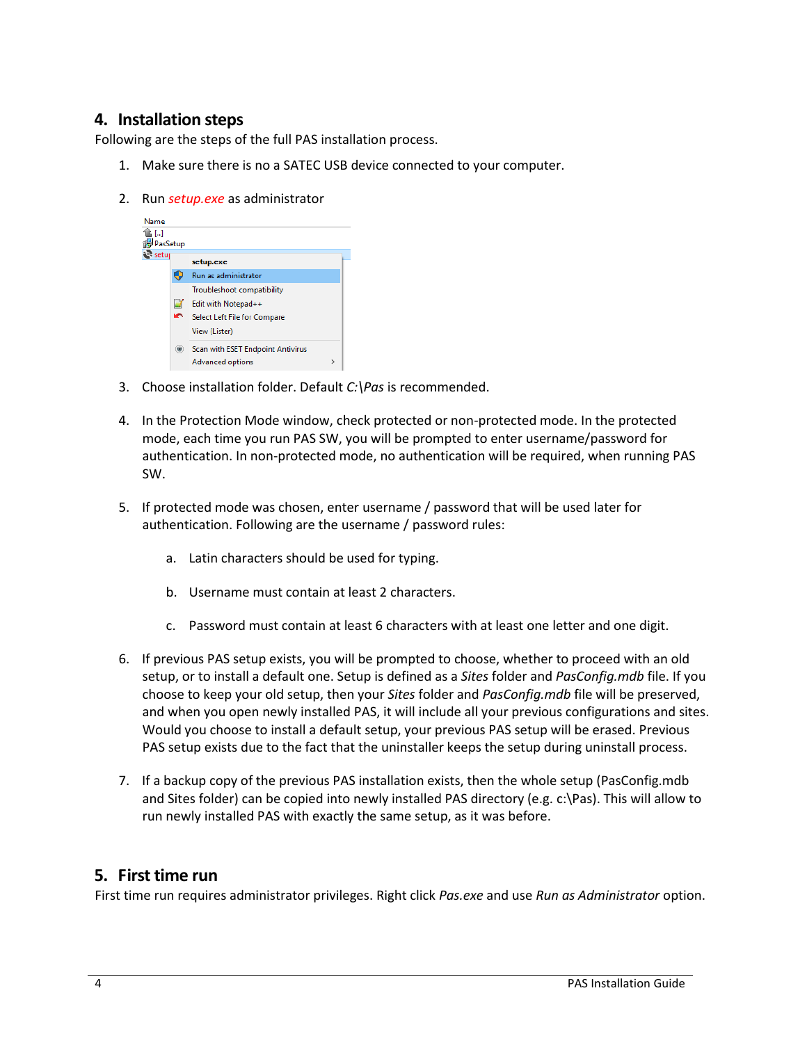## 4. Installation steps

Following are the steps of the full PAS installation process.

1. Make sure there is no a SATEC USB device connected to your computer.

2. Run *setup.exe* as administrator

3. Choose installation folder. Default *C:\Pas* is recommended.

4. In the Protection Mode window, check protected or non-protected mode. In the protected mode, each time you run PAS SW, you will be prompted to enter username/password for authentication. In non-protected mode, no authentication will be required, when running PAS SW.

5. If protected mode was chosen, enter username / password that will be used later for authentication. Following are the username / password rules:

   a. Latin characters should be used for typing.

   b. Username must contain at least 2 characters.

   c. Password must contain at least 6 characters with at least one letter and one digit.

6. If previous PAS setup exists, you will be prompted to choose, whether to proceed with an old setup, or to install a default one. Setup is defined as a *Sites* folder and *PasConfig.mdb* file. If you choose to keep your old setup, then your *Sites* folder and *PasConfig.mdb* file will be preserved, and when you open newly installed PAS, it will include all your previous configurations and sites. Would you choose to install a default setup, your previous PAS setup will be erased. Previous PAS setup exists due to the fact that the uninstaller keeps the setup during uninstall process.

7. If a backup copy of the previous PAS installation exists, then the whole setup (PasConfig.mdb and Sites folder) can be copied into newly installed PAS directory (e.g. c:\Pas). This will allow to run newly installed PAS with exactly the same setup, as it was before.

## 5. First time run

First time run requires administrator privileges. Right click *Pas.exe* and use *Run as Administrator* option.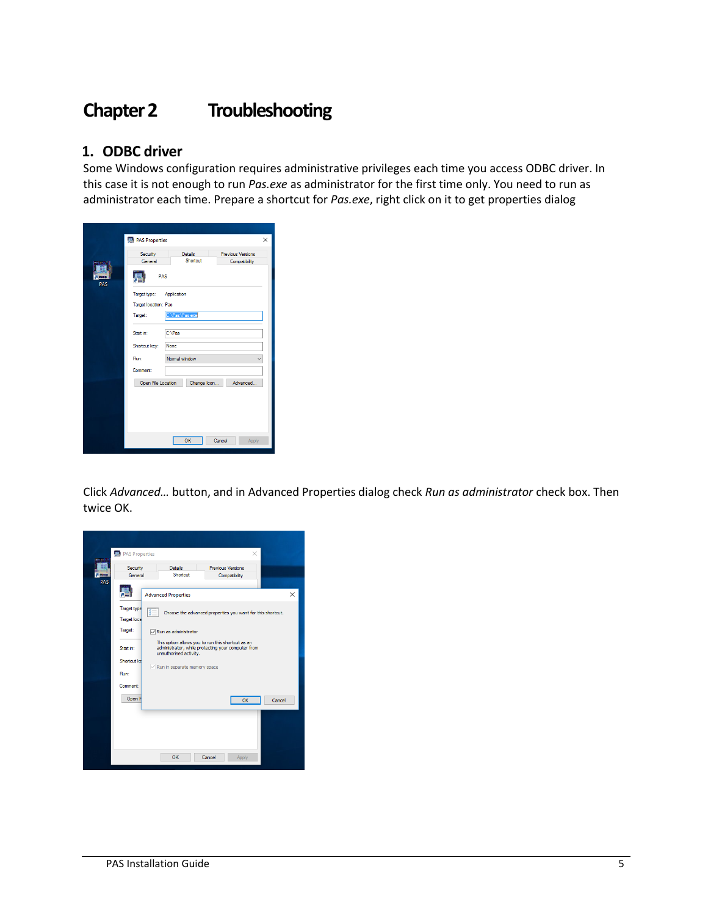# Chapter 2 Troubleshooting

## 1. ODBC driver

Some Windows configuration requires administrative privileges each time you access ODBC driver. In this case it is not enough to run *Pas.exe* as administrator for the first time only. You need to run as administrator each time. Prepare a shortcut for *Pas.exe*, right click on it to get properties dialog

Click *Advanced…* button, and in Advanced Properties dialog check *Run as administrator* check box. Then twice OK.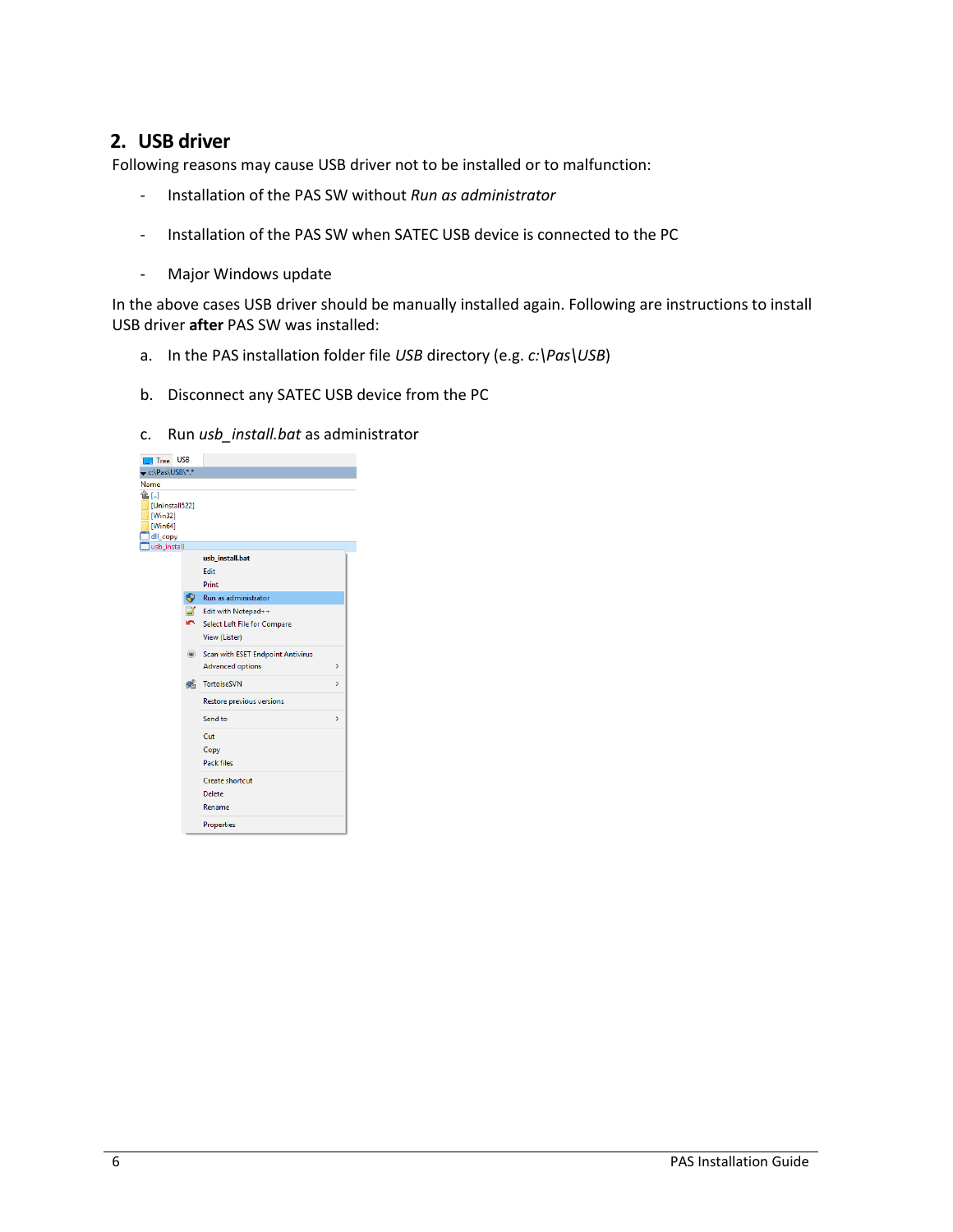## 2. USB driver

Following reasons may cause USB driver not to be installed or to malfunction:

- Installation of the PAS SW without *Run as administrator*
- Installation of the PAS SW when SATEC USB device is connected to the PC
- Major Windows update

In the above cases USB driver should be manually installed again. Following are instructions to install USB driver **after** PAS SW was installed:

a. In the PAS installation folder file *USB* directory (e.g. *c:\Pas\USB*)

b. Disconnect any SATEC USB device from the PC

c. Run *usb_install.bat* as administrator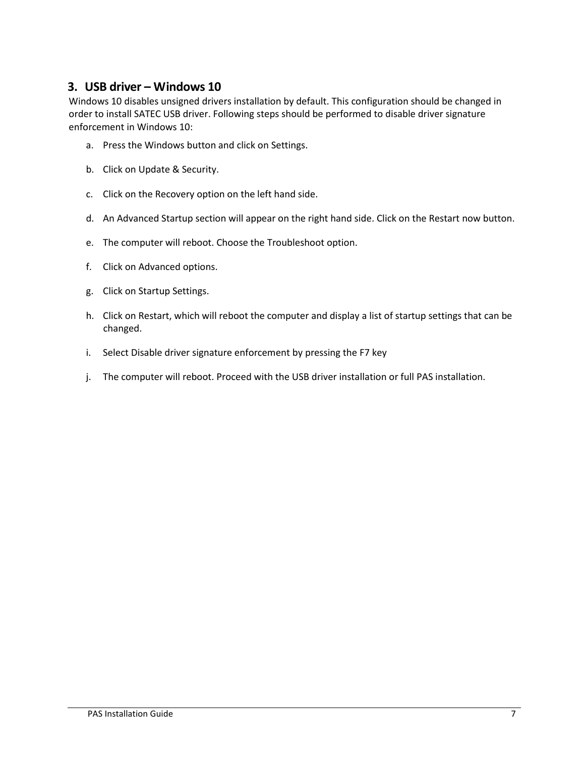## 3. USB driver – Windows 10

Windows 10 disables unsigned drivers installation by default. This configuration should be changed in order to install SATEC USB driver. Following steps should be performed to disable driver signature enforcement in Windows 10:

a. Press the Windows button and click on Settings.

b. Click on Update & Security.

c. Click on the Recovery option on the left hand side.

d. An Advanced Startup section will appear on the right hand side. Click on the Restart now button.

e. The computer will reboot. Choose the Troubleshoot option.

f. Click on Advanced options.

g. Click on Startup Settings.

h. Click on Restart, which will reboot the computer and display a list of startup settings that can be changed.

i. Select Disable driver signature enforcement by pressing the F7 key

j. The computer will reboot. Proceed with the USB driver installation or full PAS installation.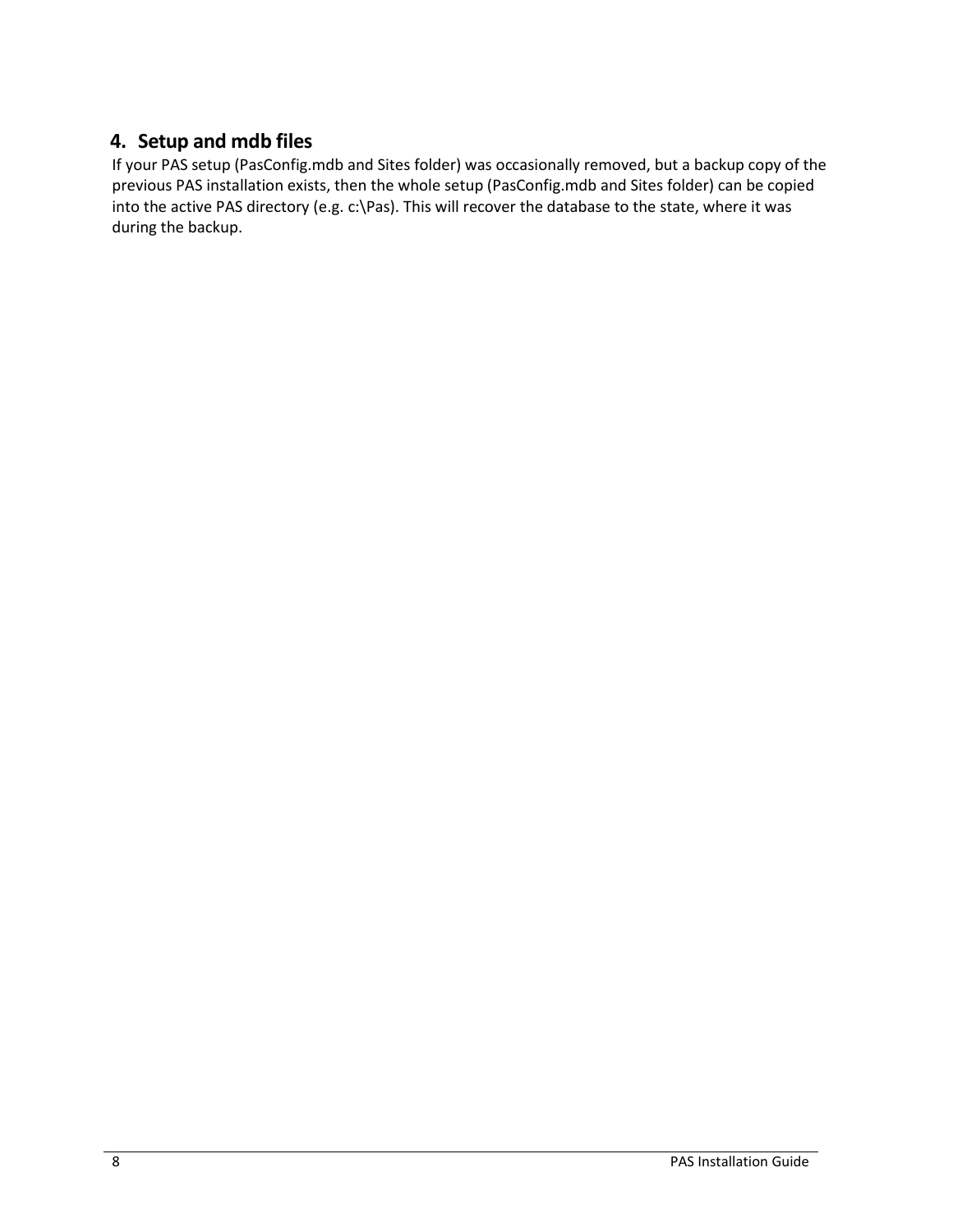## 4. Setup and mdb files

If your PAS setup (PasConfig.mdb and Sites folder) was occasionally removed, but a backup copy of the previous PAS installation exists, then the whole setup (PasConfig.mdb and Sites folder) can be copied into the active PAS directory (e.g. c:\Pas). This will recover the database to the state, where it was during the backup.